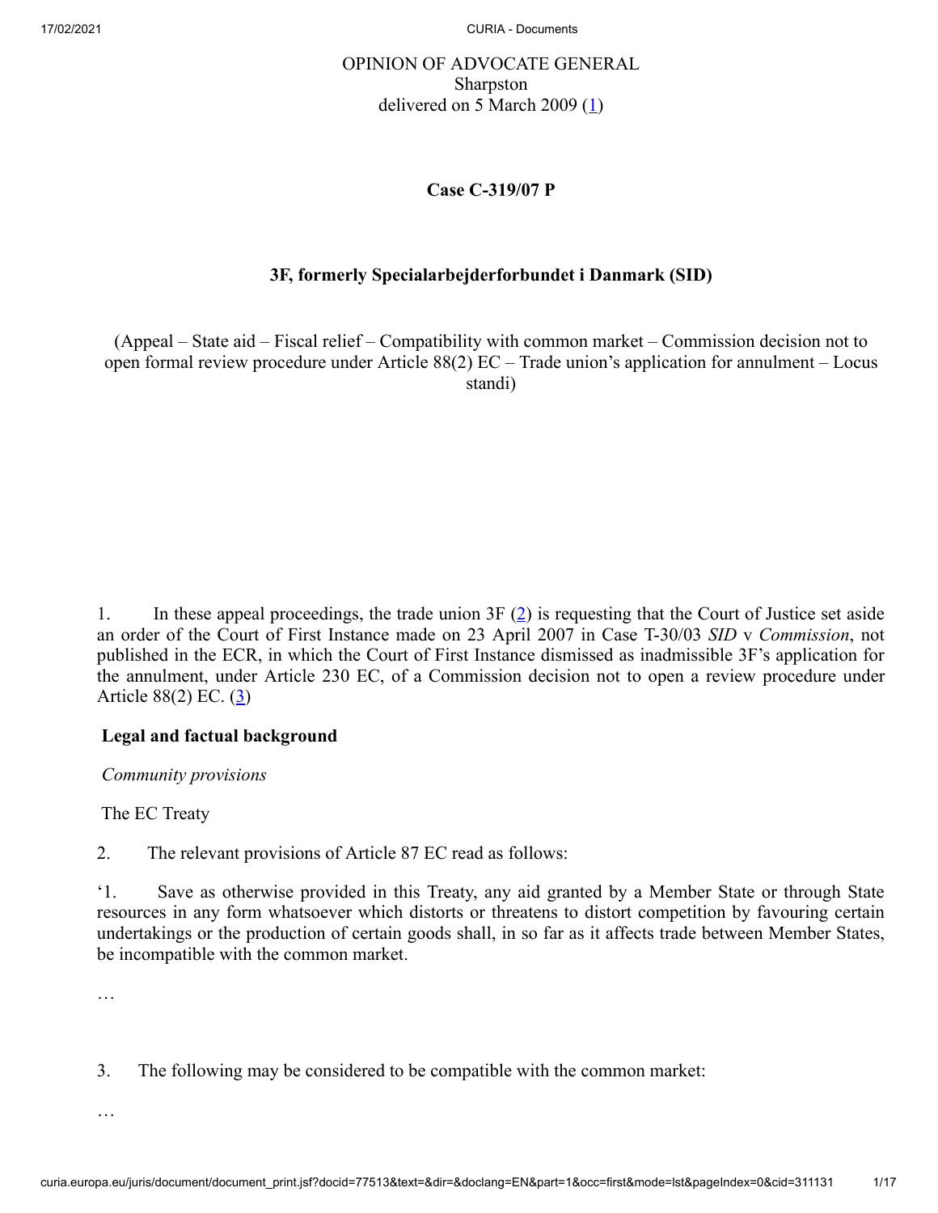OPINION OF ADVOCATE GENERAL
Sharpston
delivered on 5 March 2009 ([1])

**Case C-319/07 P**

**3F, formerly Specialarbejderforbundet i Danmark (SID)**

(Appeal – State aid – Fiscal relief – Compatibility with common market – Commission decision not to open formal review procedure under Article 88(2) EC – Trade union's application for annulment – Locus standi)

1. In these appeal proceedings, the trade union 3F ([2]) is requesting that the Court of Justice set aside an order of the Court of First Instance made on 23 April 2007 in Case T-30/03 *SID* v *Commission*, not published in the ECR, in which the Court of First Instance dismissed as inadmissible 3F's application for the annulment, under Article 230 EC, of a Commission decision not to open a review procedure under Article 88(2) EC. ([3])

**Legal and factual background**

*Community provisions*

The EC Treaty

2. The relevant provisions of Article 87 EC read as follows:

'1. Save as otherwise provided in this Treaty, any aid granted by a Member State or through State resources in any form whatsoever which distorts or threatens to distort competition by favouring certain undertakings or the production of certain goods shall, in so far as it affects trade between Member States, be incompatible with the common market.

…

3. The following may be considered to be compatible with the common market:

…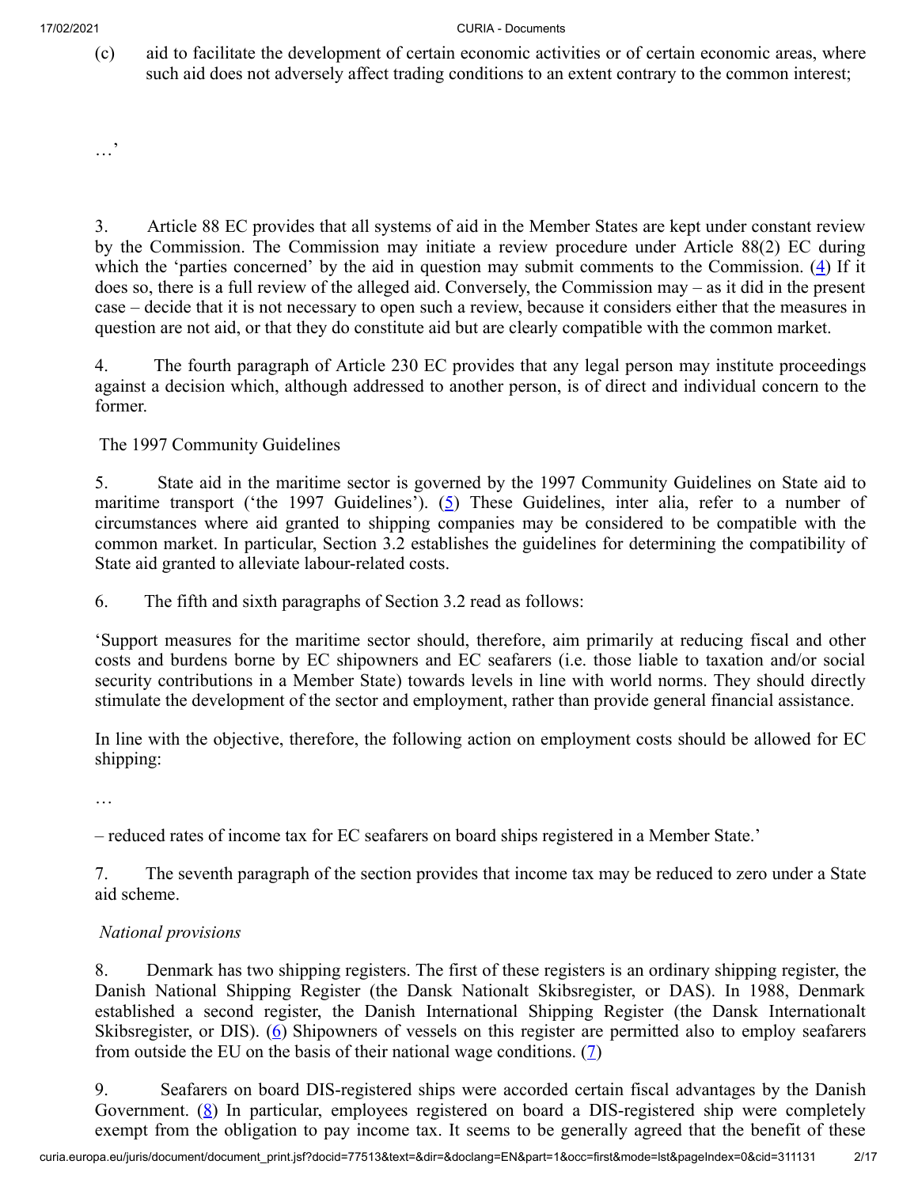(c) aid to facilitate the development of certain economic activities or of certain economic areas, where such aid does not adversely affect trading conditions to an extent contrary to the common interest;

…'

3. Article 88 EC provides that all systems of aid in the Member States are kept under constant review by the Commission. The Commission may initiate a review procedure under Article 88(2) EC during which the 'parties concerned' by the aid in question may submit comments to the Commission. (4) If it does so, there is a full review of the alleged aid. Conversely, the Commission may – as it did in the present case – decide that it is not necessary to open such a review, because it considers either that the measures in question are not aid, or that they do constitute aid but are clearly compatible with the common market.

4. The fourth paragraph of Article 230 EC provides that any legal person may institute proceedings against a decision which, although addressed to another person, is of direct and individual concern to the former.

The 1997 Community Guidelines

5. State aid in the maritime sector is governed by the 1997 Community Guidelines on State aid to maritime transport ('the 1997 Guidelines'). (5) These Guidelines, inter alia, refer to a number of circumstances where aid granted to shipping companies may be considered to be compatible with the common market. In particular, Section 3.2 establishes the guidelines for determining the compatibility of State aid granted to alleviate labour-related costs.

6. The fifth and sixth paragraphs of Section 3.2 read as follows:

'Support measures for the maritime sector should, therefore, aim primarily at reducing fiscal and other costs and burdens borne by EC shipowners and EC seafarers (i.e. those liable to taxation and/or social security contributions in a Member State) towards levels in line with world norms. They should directly stimulate the development of the sector and employment, rather than provide general financial assistance.

In line with the objective, therefore, the following action on employment costs should be allowed for EC shipping:

…

– reduced rates of income tax for EC seafarers on board ships registered in a Member State.'

7. The seventh paragraph of the section provides that income tax may be reduced to zero under a State aid scheme.

*National provisions*

8. Denmark has two shipping registers. The first of these registers is an ordinary shipping register, the Danish National Shipping Register (the Dansk Nationalt Skibsregister, or DAS). In 1988, Denmark established a second register, the Danish International Shipping Register (the Dansk Internationalt Skibsregister, or DIS). (6) Shipowners of vessels on this register are permitted also to employ seafarers from outside the EU on the basis of their national wage conditions. (7)

9. Seafarers on board DIS-registered ships were accorded certain fiscal advantages by the Danish Government. (8) In particular, employees registered on board a DIS-registered ship were completely exempt from the obligation to pay income tax. It seems to be generally agreed that the benefit of these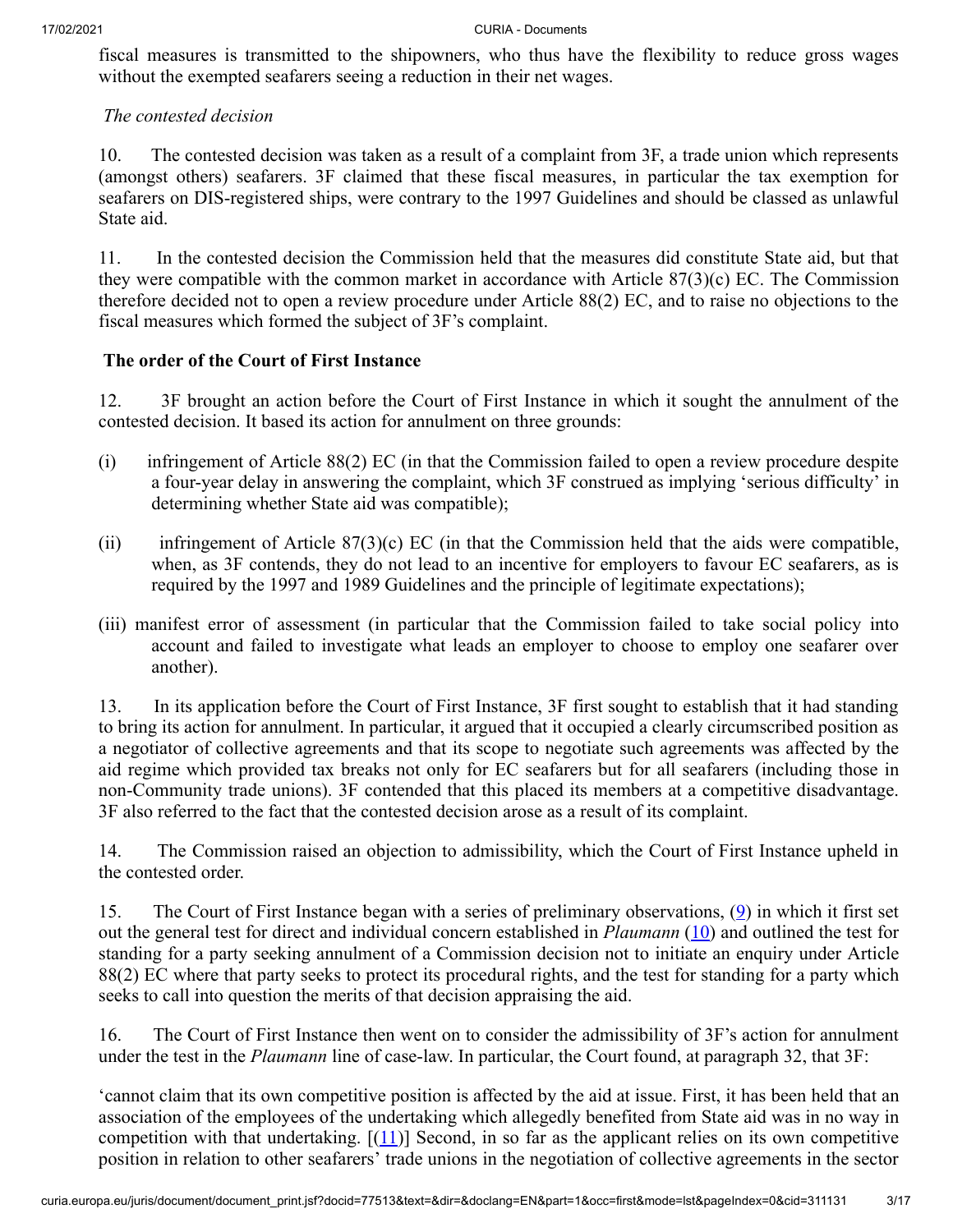fiscal measures is transmitted to the shipowners, who thus have the flexibility to reduce gross wages without the exempted seafarers seeing a reduction in their net wages.

*The contested decision*

10. The contested decision was taken as a result of a complaint from 3F, a trade union which represents (amongst others) seafarers. 3F claimed that these fiscal measures, in particular the tax exemption for seafarers on DIS-registered ships, were contrary to the 1997 Guidelines and should be classed as unlawful State aid.

11. In the contested decision the Commission held that the measures did constitute State aid, but that they were compatible with the common market in accordance with Article 87(3)(c) EC. The Commission therefore decided not to open a review procedure under Article 88(2) EC, and to raise no objections to the fiscal measures which formed the subject of 3F's complaint.

**The order of the Court of First Instance**

12. 3F brought an action before the Court of First Instance in which it sought the annulment of the contested decision. It based its action for annulment on three grounds:

(i) infringement of Article 88(2) EC (in that the Commission failed to open a review procedure despite a four-year delay in answering the complaint, which 3F construed as implying 'serious difficulty' in determining whether State aid was compatible);

(ii) infringement of Article 87(3)(c) EC (in that the Commission held that the aids were compatible, when, as 3F contends, they do not lead to an incentive for employers to favour EC seafarers, as is required by the 1997 and 1989 Guidelines and the principle of legitimate expectations);

(iii) manifest error of assessment (in particular that the Commission failed to take social policy into account and failed to investigate what leads an employer to choose to employ one seafarer over another).

13. In its application before the Court of First Instance, 3F first sought to establish that it had standing to bring its action for annulment. In particular, it argued that it occupied a clearly circumscribed position as a negotiator of collective agreements and that its scope to negotiate such agreements was affected by the aid regime which provided tax breaks not only for EC seafarers but for all seafarers (including those in non-Community trade unions). 3F contended that this placed its members at a competitive disadvantage. 3F also referred to the fact that the contested decision arose as a result of its complaint.

14. The Commission raised an objection to admissibility, which the Court of First Instance upheld in the contested order.

15. The Court of First Instance began with a series of preliminary observations, (9) in which it first set out the general test for direct and individual concern established in *Plaumann* (10) and outlined the test for standing for a party seeking annulment of a Commission decision not to initiate an enquiry under Article 88(2) EC where that party seeks to protect its procedural rights, and the test for standing for a party which seeks to call into question the merits of that decision appraising the aid.

16. The Court of First Instance then went on to consider the admissibility of 3F's action for annulment under the test in the *Plaumann* line of case-law. In particular, the Court found, at paragraph 32, that 3F:

'cannot claim that its own competitive position is affected by the aid at issue. First, it has been held that an association of the employees of the undertaking which allegedly benefited from State aid was in no way in competition with that undertaking. [(11)] Second, in so far as the applicant relies on its own competitive position in relation to other seafarers' trade unions in the negotiation of collective agreements in the sector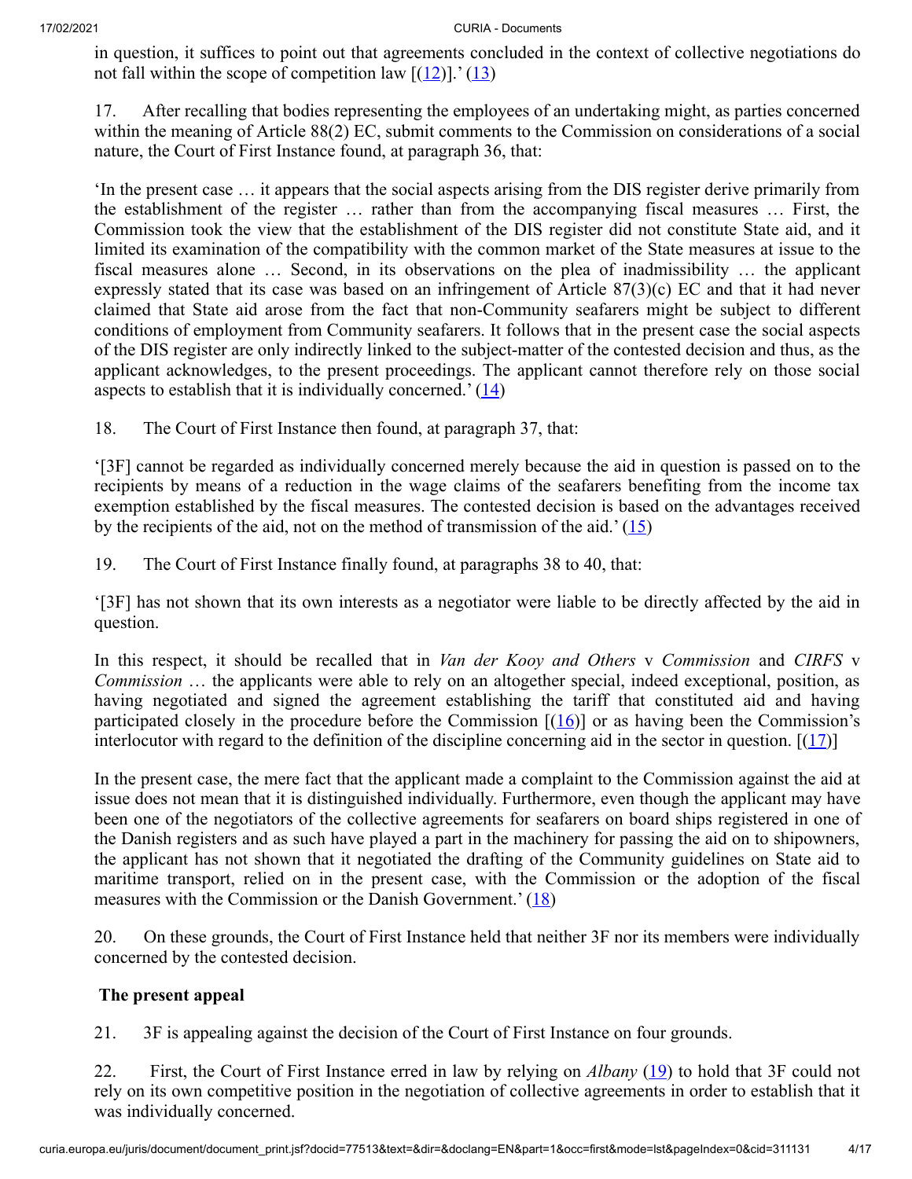in question, it suffices to point out that agreements concluded in the context of collective negotiations do not fall within the scope of competition law [(12)].' (13)

17. After recalling that bodies representing the employees of an undertaking might, as parties concerned within the meaning of Article 88(2) EC, submit comments to the Commission on considerations of a social nature, the Court of First Instance found, at paragraph 36, that:

'In the present case … it appears that the social aspects arising from the DIS register derive primarily from the establishment of the register … rather than from the accompanying fiscal measures … First, the Commission took the view that the establishment of the DIS register did not constitute State aid, and it limited its examination of the compatibility with the common market of the State measures at issue to the fiscal measures alone … Second, in its observations on the plea of inadmissibility … the applicant expressly stated that its case was based on an infringement of Article 87(3)(c) EC and that it had never claimed that State aid arose from the fact that non-Community seafarers might be subject to different conditions of employment from Community seafarers. It follows that in the present case the social aspects of the DIS register are only indirectly linked to the subject-matter of the contested decision and thus, as the applicant acknowledges, to the present proceedings. The applicant cannot therefore rely on those social aspects to establish that it is individually concerned.' (14)

18. The Court of First Instance then found, at paragraph 37, that:

'[3F] cannot be regarded as individually concerned merely because the aid in question is passed on to the recipients by means of a reduction in the wage claims of the seafarers benefiting from the income tax exemption established by the fiscal measures. The contested decision is based on the advantages received by the recipients of the aid, not on the method of transmission of the aid.' (15)

19. The Court of First Instance finally found, at paragraphs 38 to 40, that:

'[3F] has not shown that its own interests as a negotiator were liable to be directly affected by the aid in question.

In this respect, it should be recalled that in *Van der Kooy and Others* v *Commission* and *CIRFS* v *Commission* … the applicants were able to rely on an altogether special, indeed exceptional, position, as having negotiated and signed the agreement establishing the tariff that constituted aid and having participated closely in the procedure before the Commission [(16)] or as having been the Commission's interlocutor with regard to the definition of the discipline concerning aid in the sector in question. [(17)]

In the present case, the mere fact that the applicant made a complaint to the Commission against the aid at issue does not mean that it is distinguished individually. Furthermore, even though the applicant may have been one of the negotiators of the collective agreements for seafarers on board ships registered in one of the Danish registers and as such have played a part in the machinery for passing the aid on to shipowners, the applicant has not shown that it negotiated the drafting of the Community guidelines on State aid to maritime transport, relied on in the present case, with the Commission or the adoption of the fiscal measures with the Commission or the Danish Government.' (18)

20. On these grounds, the Court of First Instance held that neither 3F nor its members were individually concerned by the contested decision.

## The present appeal

21. 3F is appealing against the decision of the Court of First Instance on four grounds.

22. First, the Court of First Instance erred in law by relying on *Albany* (19) to hold that 3F could not rely on its own competitive position in the negotiation of collective agreements in order to establish that it was individually concerned.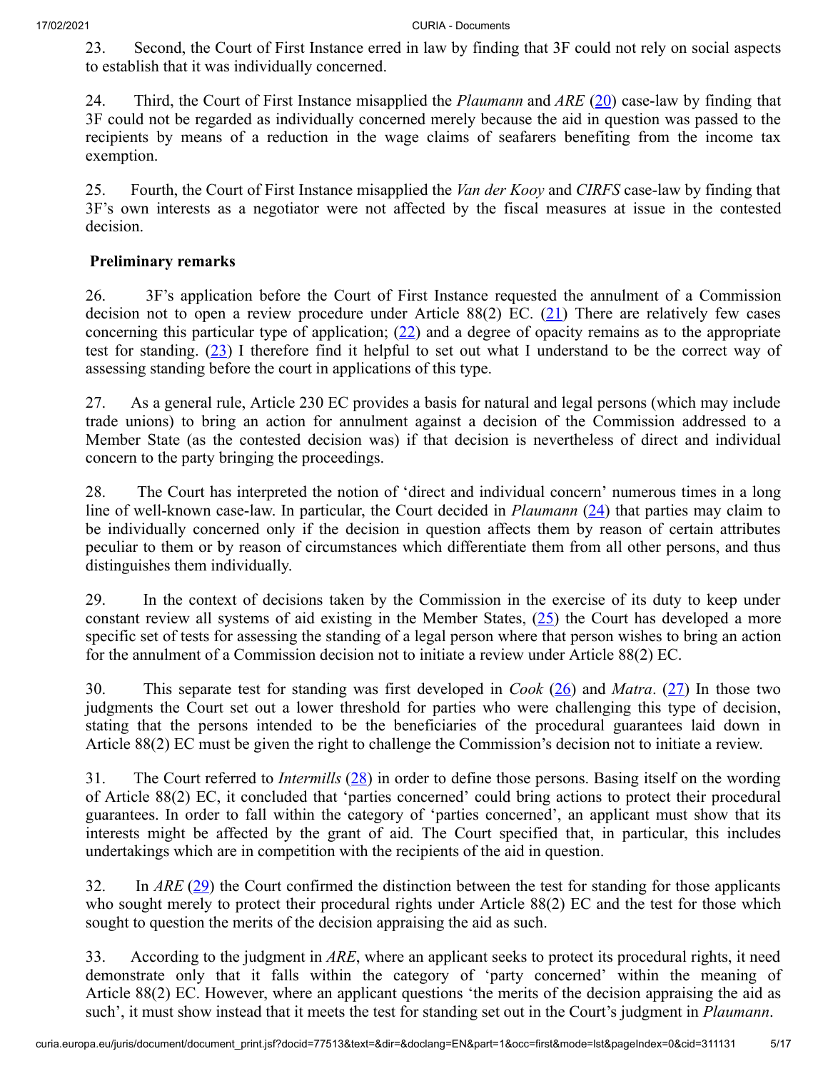23. Second, the Court of First Instance erred in law by finding that 3F could not rely on social aspects to establish that it was individually concerned.

24. Third, the Court of First Instance misapplied the *Plaumann* and *ARE* ([20]) case-law by finding that 3F could not be regarded as individually concerned merely because the aid in question was passed to the recipients by means of a reduction in the wage claims of seafarers benefiting from the income tax exemption.

25. Fourth, the Court of First Instance misapplied the *Van der Kooy* and *CIRFS* case-law by finding that 3F's own interests as a negotiator were not affected by the fiscal measures at issue in the contested decision.

**Preliminary remarks**

26. 3F's application before the Court of First Instance requested the annulment of a Commission decision not to open a review procedure under Article 88(2) EC. ([21]) There are relatively few cases concerning this particular type of application; ([22]) and a degree of opacity remains as to the appropriate test for standing. ([23]) I therefore find it helpful to set out what I understand to be the correct way of assessing standing before the court in applications of this type.

27. As a general rule, Article 230 EC provides a basis for natural and legal persons (which may include trade unions) to bring an action for annulment against a decision of the Commission addressed to a Member State (as the contested decision was) if that decision is nevertheless of direct and individual concern to the party bringing the proceedings.

28. The Court has interpreted the notion of 'direct and individual concern' numerous times in a long line of well-known case-law. In particular, the Court decided in *Plaumann* ([24]) that parties may claim to be individually concerned only if the decision in question affects them by reason of certain attributes peculiar to them or by reason of circumstances which differentiate them from all other persons, and thus distinguishes them individually.

29. In the context of decisions taken by the Commission in the exercise of its duty to keep under constant review all systems of aid existing in the Member States, ([25]) the Court has developed a more specific set of tests for assessing the standing of a legal person where that person wishes to bring an action for the annulment of a Commission decision not to initiate a review under Article 88(2) EC.

30. This separate test for standing was first developed in *Cook* ([26]) and *Matra*. ([27]) In those two judgments the Court set out a lower threshold for parties who were challenging this type of decision, stating that the persons intended to be the beneficiaries of the procedural guarantees laid down in Article 88(2) EC must be given the right to challenge the Commission's decision not to initiate a review.

31. The Court referred to *Intermills* ([28]) in order to define those persons. Basing itself on the wording of Article 88(2) EC, it concluded that 'parties concerned' could bring actions to protect their procedural guarantees. In order to fall within the category of 'parties concerned', an applicant must show that its interests might be affected by the grant of aid. The Court specified that, in particular, this includes undertakings which are in competition with the recipients of the aid in question.

32. In *ARE* ([29]) the Court confirmed the distinction between the test for standing for those applicants who sought merely to protect their procedural rights under Article 88(2) EC and the test for those which sought to question the merits of the decision appraising the aid as such.

33. According to the judgment in *ARE*, where an applicant seeks to protect its procedural rights, it need demonstrate only that it falls within the category of 'party concerned' within the meaning of Article 88(2) EC. However, where an applicant questions 'the merits of the decision appraising the aid as such', it must show instead that it meets the test for standing set out in the Court's judgment in *Plaumann*.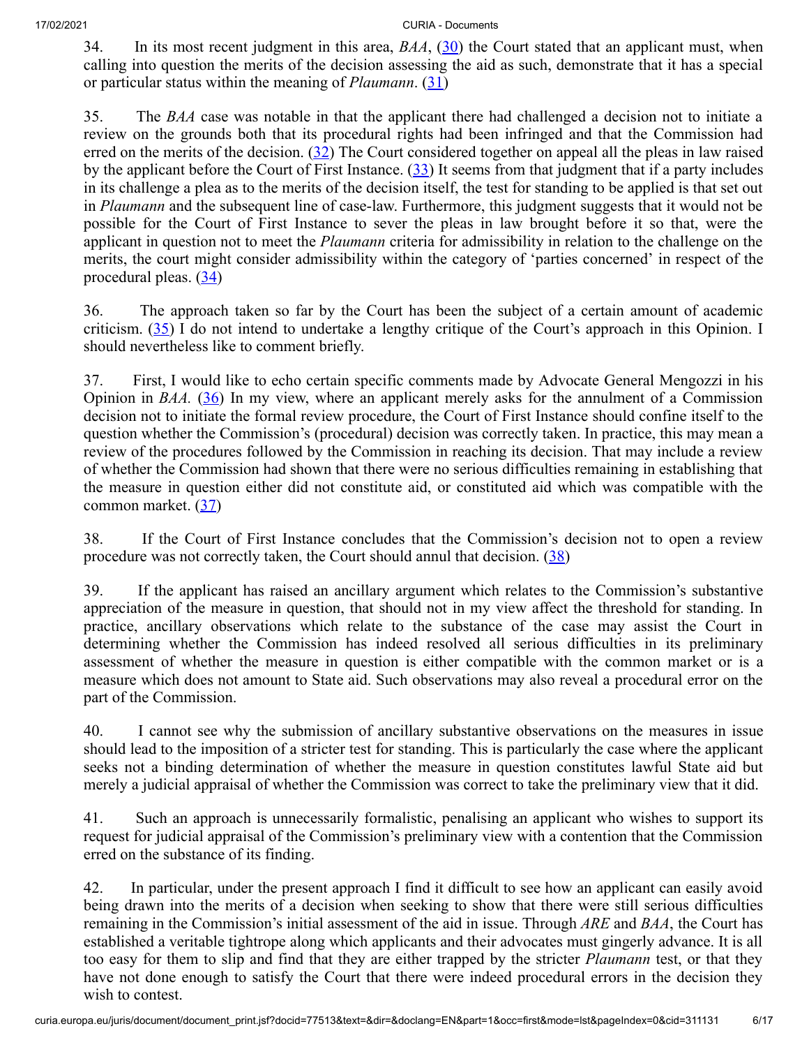34. In its most recent judgment in this area, *BAA*, (30) the Court stated that an applicant must, when calling into question the merits of the decision assessing the aid as such, demonstrate that it has a special or particular status within the meaning of *Plaumann*. (31)

35. The *BAA* case was notable in that the applicant there had challenged a decision not to initiate a review on the grounds both that its procedural rights had been infringed and that the Commission had erred on the merits of the decision. (32) The Court considered together on appeal all the pleas in law raised by the applicant before the Court of First Instance. (33) It seems from that judgment that if a party includes in its challenge a plea as to the merits of the decision itself, the test for standing to be applied is that set out in *Plaumann* and the subsequent line of case-law. Furthermore, this judgment suggests that it would not be possible for the Court of First Instance to sever the pleas in law brought before it so that, were the applicant in question not to meet the *Plaumann* criteria for admissibility in relation to the challenge on the merits, the court might consider admissibility within the category of 'parties concerned' in respect of the procedural pleas. (34)

36. The approach taken so far by the Court has been the subject of a certain amount of academic criticism. (35) I do not intend to undertake a lengthy critique of the Court's approach in this Opinion. I should nevertheless like to comment briefly.

37. First, I would like to echo certain specific comments made by Advocate General Mengozzi in his Opinion in *BAA.* (36) In my view, where an applicant merely asks for the annulment of a Commission decision not to initiate the formal review procedure, the Court of First Instance should confine itself to the question whether the Commission's (procedural) decision was correctly taken. In practice, this may mean a review of the procedures followed by the Commission in reaching its decision. That may include a review of whether the Commission had shown that there were no serious difficulties remaining in establishing that the measure in question either did not constitute aid, or constituted aid which was compatible with the common market. (37)

38. If the Court of First Instance concludes that the Commission's decision not to open a review procedure was not correctly taken, the Court should annul that decision. (38)

39. If the applicant has raised an ancillary argument which relates to the Commission's substantive appreciation of the measure in question, that should not in my view affect the threshold for standing. In practice, ancillary observations which relate to the substance of the case may assist the Court in determining whether the Commission has indeed resolved all serious difficulties in its preliminary assessment of whether the measure in question is either compatible with the common market or is a measure which does not amount to State aid. Such observations may also reveal a procedural error on the part of the Commission.

40. I cannot see why the submission of ancillary substantive observations on the measures in issue should lead to the imposition of a stricter test for standing. This is particularly the case where the applicant seeks not a binding determination of whether the measure in question constitutes lawful State aid but merely a judicial appraisal of whether the Commission was correct to take the preliminary view that it did.

41. Such an approach is unnecessarily formalistic, penalising an applicant who wishes to support its request for judicial appraisal of the Commission's preliminary view with a contention that the Commission erred on the substance of its finding.

42. In particular, under the present approach I find it difficult to see how an applicant can easily avoid being drawn into the merits of a decision when seeking to show that there were still serious difficulties remaining in the Commission's initial assessment of the aid in issue. Through *ARE* and *BAA*, the Court has established a veritable tightrope along which applicants and their advocates must gingerly advance. It is all too easy for them to slip and find that they are either trapped by the stricter *Plaumann* test, or that they have not done enough to satisfy the Court that there were indeed procedural errors in the decision they wish to contest.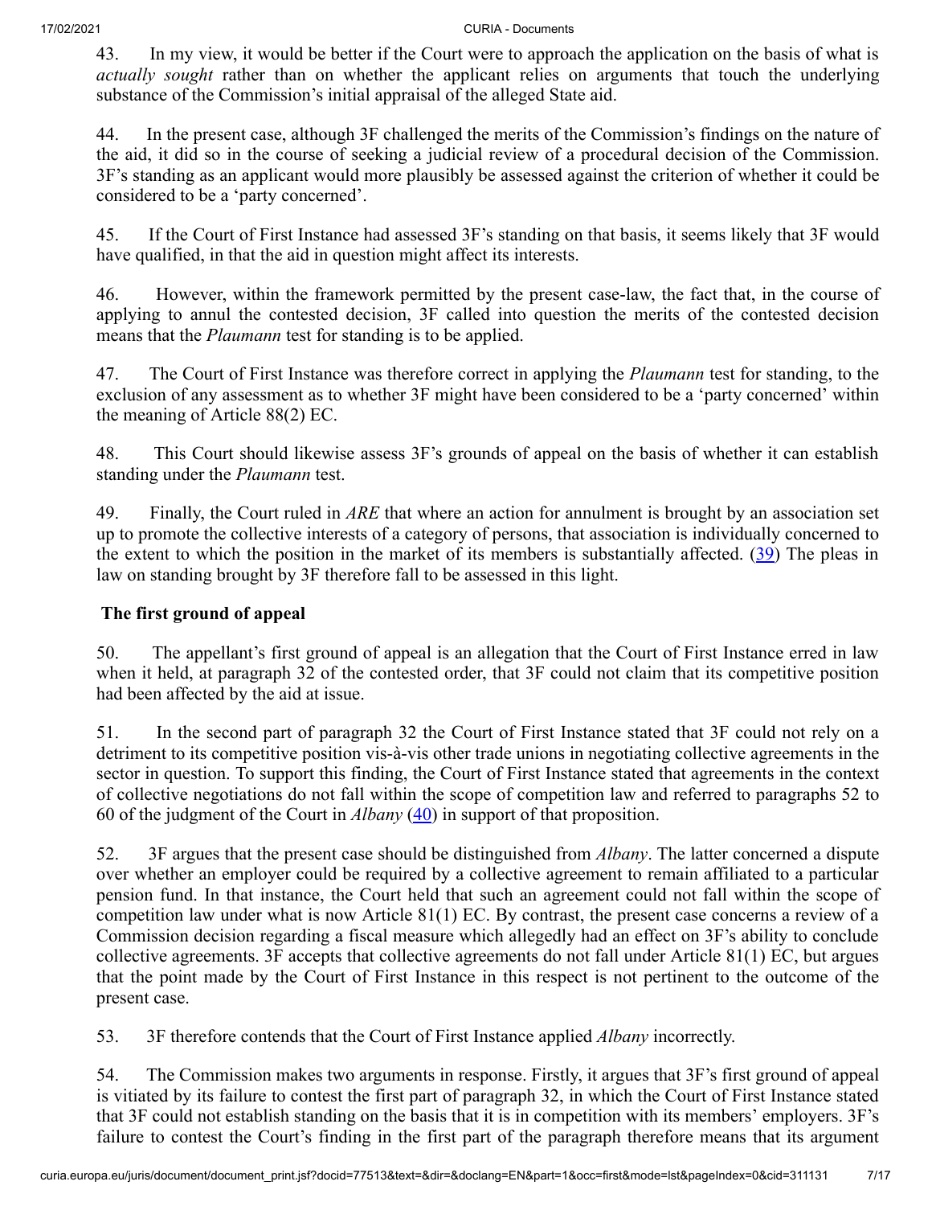43. In my view, it would be better if the Court were to approach the application on the basis of what is *actually sought* rather than on whether the applicant relies on arguments that touch the underlying substance of the Commission's initial appraisal of the alleged State aid.

44. In the present case, although 3F challenged the merits of the Commission's findings on the nature of the aid, it did so in the course of seeking a judicial review of a procedural decision of the Commission. 3F's standing as an applicant would more plausibly be assessed against the criterion of whether it could be considered to be a 'party concerned'.

45. If the Court of First Instance had assessed 3F's standing on that basis, it seems likely that 3F would have qualified, in that the aid in question might affect its interests.

46. However, within the framework permitted by the present case-law, the fact that, in the course of applying to annul the contested decision, 3F called into question the merits of the contested decision means that the *Plaumann* test for standing is to be applied.

47. The Court of First Instance was therefore correct in applying the *Plaumann* test for standing, to the exclusion of any assessment as to whether 3F might have been considered to be a 'party concerned' within the meaning of Article 88(2) EC.

48. This Court should likewise assess 3F's grounds of appeal on the basis of whether it can establish standing under the *Plaumann* test.

49. Finally, the Court ruled in *ARE* that where an action for annulment is brought by an association set up to promote the collective interests of a category of persons, that association is individually concerned to the extent to which the position in the market of its members is substantially affected. (39) The pleas in law on standing brought by 3F therefore fall to be assessed in this light.

## The first ground of appeal

50. The appellant's first ground of appeal is an allegation that the Court of First Instance erred in law when it held, at paragraph 32 of the contested order, that 3F could not claim that its competitive position had been affected by the aid at issue.

51. In the second part of paragraph 32 the Court of First Instance stated that 3F could not rely on a detriment to its competitive position vis-à-vis other trade unions in negotiating collective agreements in the sector in question. To support this finding, the Court of First Instance stated that agreements in the context of collective negotiations do not fall within the scope of competition law and referred to paragraphs 52 to 60 of the judgment of the Court in *Albany* (40) in support of that proposition.

52. 3F argues that the present case should be distinguished from *Albany*. The latter concerned a dispute over whether an employer could be required by a collective agreement to remain affiliated to a particular pension fund. In that instance, the Court held that such an agreement could not fall within the scope of competition law under what is now Article 81(1) EC. By contrast, the present case concerns a review of a Commission decision regarding a fiscal measure which allegedly had an effect on 3F's ability to conclude collective agreements. 3F accepts that collective agreements do not fall under Article 81(1) EC, but argues that the point made by the Court of First Instance in this respect is not pertinent to the outcome of the present case.

53. 3F therefore contends that the Court of First Instance applied *Albany* incorrectly.

54. The Commission makes two arguments in response. Firstly, it argues that 3F's first ground of appeal is vitiated by its failure to contest the first part of paragraph 32, in which the Court of First Instance stated that 3F could not establish standing on the basis that it is in competition with its members' employers. 3F's failure to contest the Court's finding in the first part of the paragraph therefore means that its argument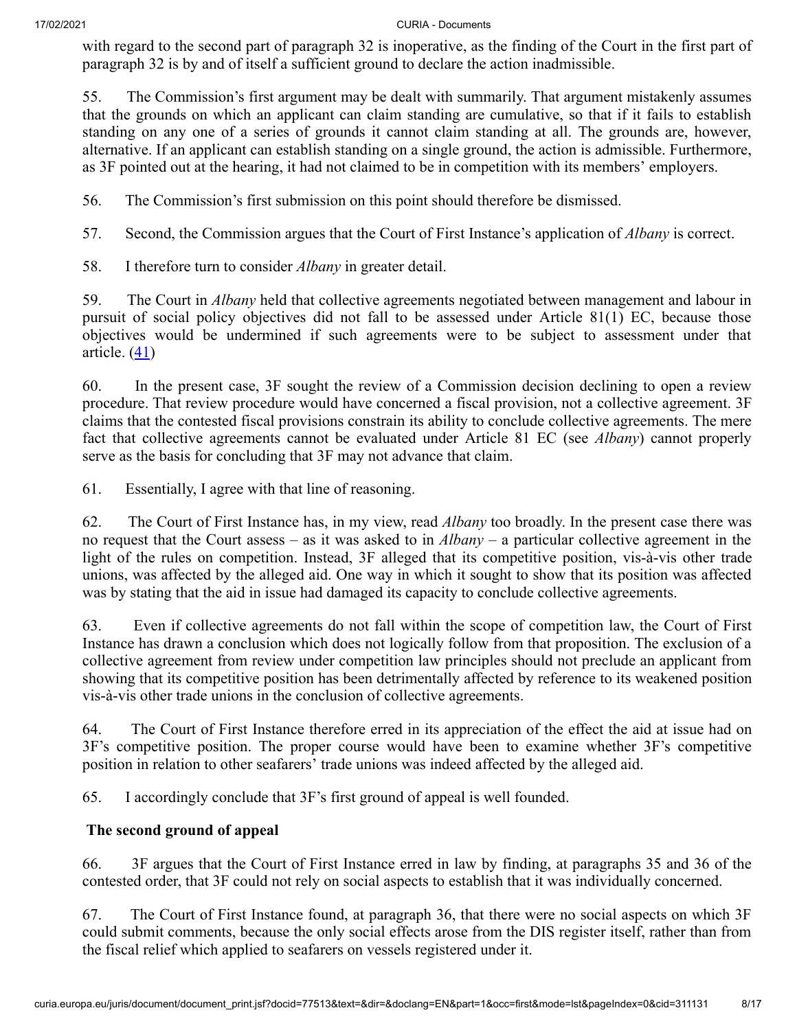with regard to the second part of paragraph 32 is inoperative, as the finding of the Court in the first part of paragraph 32 is by and of itself a sufficient ground to declare the action inadmissible.

55. The Commission's first argument may be dealt with summarily. That argument mistakenly assumes that the grounds on which an applicant can claim standing are cumulative, so that if it fails to establish standing on any one of a series of grounds it cannot claim standing at all. The grounds are, however, alternative. If an applicant can establish standing on a single ground, the action is admissible. Furthermore, as 3F pointed out at the hearing, it had not claimed to be in competition with its members' employers.

56. The Commission's first submission on this point should therefore be dismissed.

57. Second, the Commission argues that the Court of First Instance's application of *Albany* is correct.

58. I therefore turn to consider *Albany* in greater detail.

59. The Court in *Albany* held that collective agreements negotiated between management and labour in pursuit of social policy objectives did not fall to be assessed under Article 81(1) EC, because those objectives would be undermined if such agreements were to be subject to assessment under that article. (41)

60. In the present case, 3F sought the review of a Commission decision declining to open a review procedure. That review procedure would have concerned a fiscal provision, not a collective agreement. 3F claims that the contested fiscal provisions constrain its ability to conclude collective agreements. The mere fact that collective agreements cannot be evaluated under Article 81 EC (see *Albany*) cannot properly serve as the basis for concluding that 3F may not advance that claim.

61. Essentially, I agree with that line of reasoning.

62. The Court of First Instance has, in my view, read *Albany* too broadly. In the present case there was no request that the Court assess – as it was asked to in *Albany* – a particular collective agreement in the light of the rules on competition. Instead, 3F alleged that its competitive position, vis-à-vis other trade unions, was affected by the alleged aid. One way in which it sought to show that its position was affected was by stating that the aid in issue had damaged its capacity to conclude collective agreements.

63. Even if collective agreements do not fall within the scope of competition law, the Court of First Instance has drawn a conclusion which does not logically follow from that proposition. The exclusion of a collective agreement from review under competition law principles should not preclude an applicant from showing that its competitive position has been detrimentally affected by reference to its weakened position vis-à-vis other trade unions in the conclusion of collective agreements.

64. The Court of First Instance therefore erred in its appreciation of the effect the aid at issue had on 3F's competitive position. The proper course would have been to examine whether 3F's competitive position in relation to other seafarers' trade unions was indeed affected by the alleged aid.

65. I accordingly conclude that 3F's first ground of appeal is well founded.

**The second ground of appeal**

66. 3F argues that the Court of First Instance erred in law by finding, at paragraphs 35 and 36 of the contested order, that 3F could not rely on social aspects to establish that it was individually concerned.

67. The Court of First Instance found, at paragraph 36, that there were no social aspects on which 3F could submit comments, because the only social effects arose from the DIS register itself, rather than from the fiscal relief which applied to seafarers on vessels registered under it.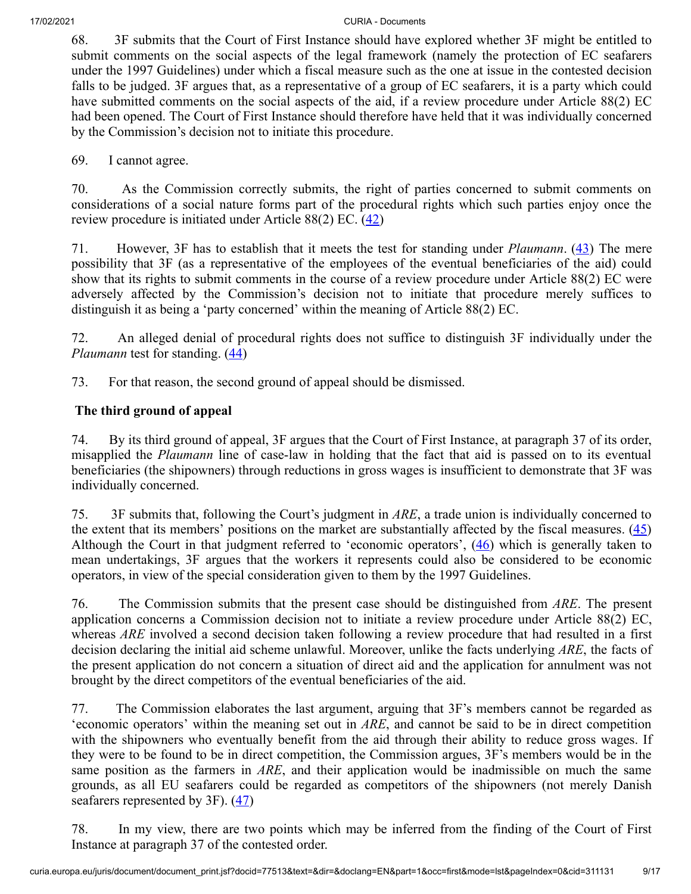68. 3F submits that the Court of First Instance should have explored whether 3F might be entitled to submit comments on the social aspects of the legal framework (namely the protection of EC seafarers under the 1997 Guidelines) under which a fiscal measure such as the one at issue in the contested decision falls to be judged. 3F argues that, as a representative of a group of EC seafarers, it is a party which could have submitted comments on the social aspects of the aid, if a review procedure under Article 88(2) EC had been opened. The Court of First Instance should therefore have held that it was individually concerned by the Commission's decision not to initiate this procedure.

69. I cannot agree.

70. As the Commission correctly submits, the right of parties concerned to submit comments on considerations of a social nature forms part of the procedural rights which such parties enjoy once the review procedure is initiated under Article 88(2) EC. (42)

71. However, 3F has to establish that it meets the test for standing under *Plaumann*. (43) The mere possibility that 3F (as a representative of the employees of the eventual beneficiaries of the aid) could show that its rights to submit comments in the course of a review procedure under Article 88(2) EC were adversely affected by the Commission's decision not to initiate that procedure merely suffices to distinguish it as being a 'party concerned' within the meaning of Article 88(2) EC.

72. An alleged denial of procedural rights does not suffice to distinguish 3F individually under the *Plaumann* test for standing. (44)

73. For that reason, the second ground of appeal should be dismissed.

**The third ground of appeal**

74. By its third ground of appeal, 3F argues that the Court of First Instance, at paragraph 37 of its order, misapplied the *Plaumann* line of case-law in holding that the fact that aid is passed on to its eventual beneficiaries (the shipowners) through reductions in gross wages is insufficient to demonstrate that 3F was individually concerned.

75. 3F submits that, following the Court's judgment in *ARE*, a trade union is individually concerned to the extent that its members' positions on the market are substantially affected by the fiscal measures. (45) Although the Court in that judgment referred to 'economic operators', (46) which is generally taken to mean undertakings, 3F argues that the workers it represents could also be considered to be economic operators, in view of the special consideration given to them by the 1997 Guidelines.

76. The Commission submits that the present case should be distinguished from *ARE*. The present application concerns a Commission decision not to initiate a review procedure under Article 88(2) EC, whereas *ARE* involved a second decision taken following a review procedure that had resulted in a first decision declaring the initial aid scheme unlawful. Moreover, unlike the facts underlying *ARE*, the facts of the present application do not concern a situation of direct aid and the application for annulment was not brought by the direct competitors of the eventual beneficiaries of the aid.

77. The Commission elaborates the last argument, arguing that 3F's members cannot be regarded as 'economic operators' within the meaning set out in *ARE*, and cannot be said to be in direct competition with the shipowners who eventually benefit from the aid through their ability to reduce gross wages. If they were to be found to be in direct competition, the Commission argues, 3F's members would be in the same position as the farmers in *ARE*, and their application would be inadmissible on much the same grounds, as all EU seafarers could be regarded as competitors of the shipowners (not merely Danish seafarers represented by 3F). (47)

78. In my view, there are two points which may be inferred from the finding of the Court of First Instance at paragraph 37 of the contested order.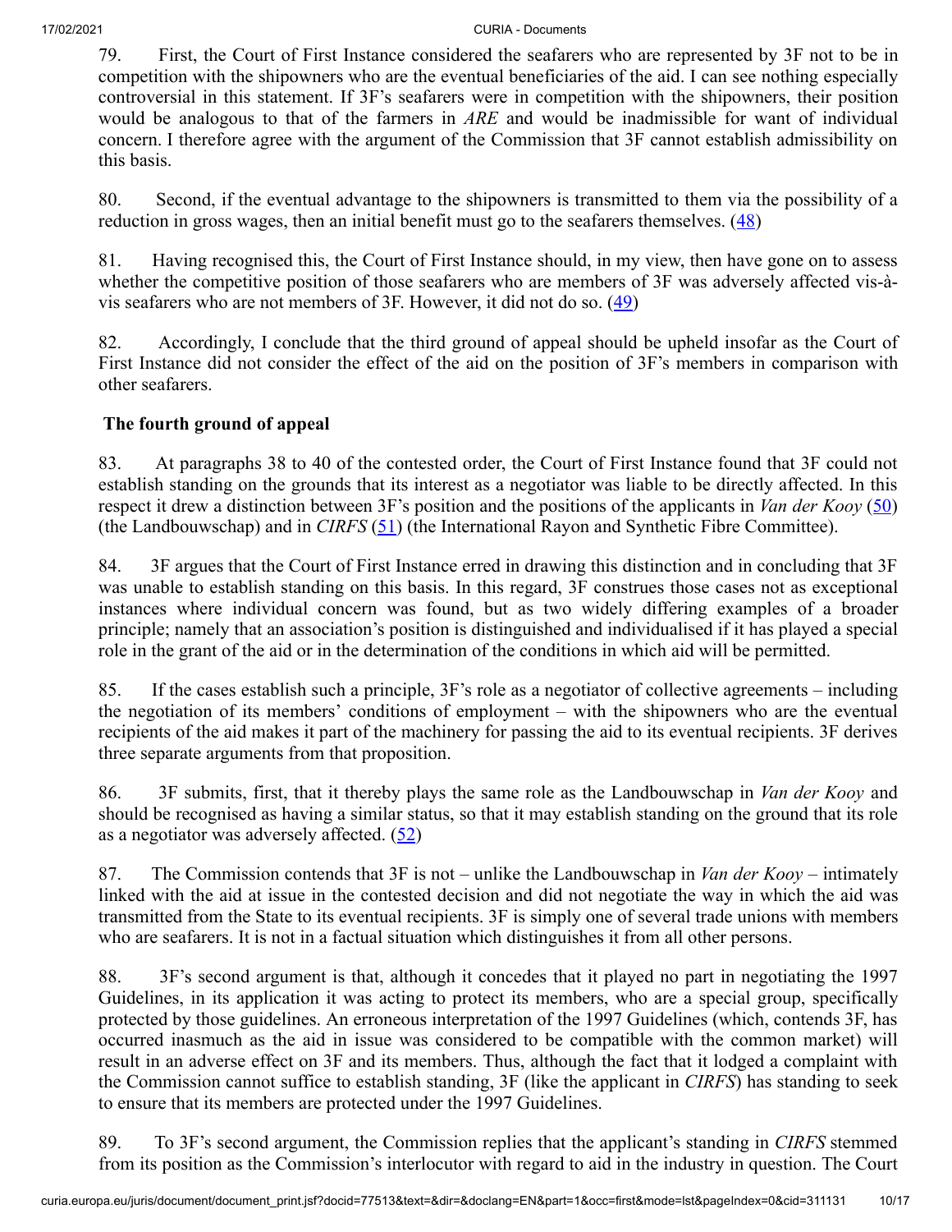79. First, the Court of First Instance considered the seafarers who are represented by 3F not to be in competition with the shipowners who are the eventual beneficiaries of the aid. I can see nothing especially controversial in this statement. If 3F's seafarers were in competition with the shipowners, their position would be analogous to that of the farmers in *ARE* and would be inadmissible for want of individual concern. I therefore agree with the argument of the Commission that 3F cannot establish admissibility on this basis.

80. Second, if the eventual advantage to the shipowners is transmitted to them via the possibility of a reduction in gross wages, then an initial benefit must go to the seafarers themselves. (48)

81. Having recognised this, the Court of First Instance should, in my view, then have gone on to assess whether the competitive position of those seafarers who are members of 3F was adversely affected vis-à-vis seafarers who are not members of 3F. However, it did not do so. (49)

82. Accordingly, I conclude that the third ground of appeal should be upheld insofar as the Court of First Instance did not consider the effect of the aid on the position of 3F's members in comparison with other seafarers.

**The fourth ground of appeal**

83. At paragraphs 38 to 40 of the contested order, the Court of First Instance found that 3F could not establish standing on the grounds that its interest as a negotiator was liable to be directly affected. In this respect it drew a distinction between 3F's position and the positions of the applicants in *Van der Kooy* (50) (the Landbouwschap) and in *CIRFS* (51) (the International Rayon and Synthetic Fibre Committee).

84. 3F argues that the Court of First Instance erred in drawing this distinction and in concluding that 3F was unable to establish standing on this basis. In this regard, 3F construes those cases not as exceptional instances where individual concern was found, but as two widely differing examples of a broader principle; namely that an association's position is distinguished and individualised if it has played a special role in the grant of the aid or in the determination of the conditions in which aid will be permitted.

85. If the cases establish such a principle, 3F's role as a negotiator of collective agreements – including the negotiation of its members' conditions of employment – with the shipowners who are the eventual recipients of the aid makes it part of the machinery for passing the aid to its eventual recipients. 3F derives three separate arguments from that proposition.

86. 3F submits, first, that it thereby plays the same role as the Landbouwschap in *Van der Kooy* and should be recognised as having a similar status, so that it may establish standing on the ground that its role as a negotiator was adversely affected. (52)

87. The Commission contends that 3F is not – unlike the Landbouwschap in *Van der Kooy* – intimately linked with the aid at issue in the contested decision and did not negotiate the way in which the aid was transmitted from the State to its eventual recipients. 3F is simply one of several trade unions with members who are seafarers. It is not in a factual situation which distinguishes it from all other persons.

88. 3F's second argument is that, although it concedes that it played no part in negotiating the 1997 Guidelines, in its application it was acting to protect its members, who are a special group, specifically protected by those guidelines. An erroneous interpretation of the 1997 Guidelines (which, contends 3F, has occurred inasmuch as the aid in issue was considered to be compatible with the common market) will result in an adverse effect on 3F and its members. Thus, although the fact that it lodged a complaint with the Commission cannot suffice to establish standing, 3F (like the applicant in *CIRFS*) has standing to seek to ensure that its members are protected under the 1997 Guidelines.

89. To 3F's second argument, the Commission replies that the applicant's standing in *CIRFS* stemmed from its position as the Commission's interlocutor with regard to aid in the industry in question. The Court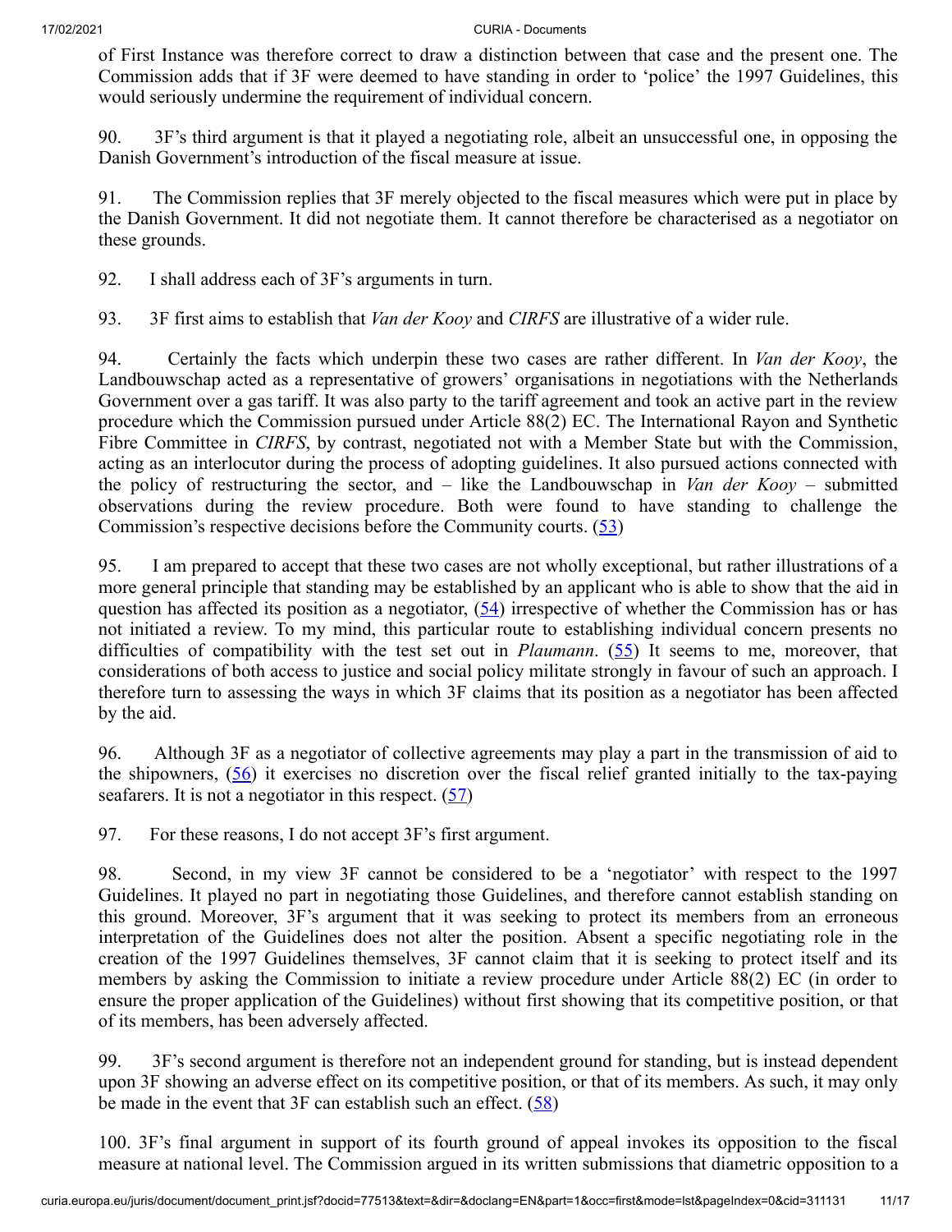of First Instance was therefore correct to draw a distinction between that case and the present one. The Commission adds that if 3F were deemed to have standing in order to 'police' the 1997 Guidelines, this would seriously undermine the requirement of individual concern.

90. 3F's third argument is that it played a negotiating role, albeit an unsuccessful one, in opposing the Danish Government's introduction of the fiscal measure at issue.

91. The Commission replies that 3F merely objected to the fiscal measures which were put in place by the Danish Government. It did not negotiate them. It cannot therefore be characterised as a negotiator on these grounds.

92. I shall address each of 3F's arguments in turn.

93. 3F first aims to establish that *Van der Kooy* and *CIRFS* are illustrative of a wider rule.

94. Certainly the facts which underpin these two cases are rather different. In *Van der Kooy*, the Landbouwschap acted as a representative of growers' organisations in negotiations with the Netherlands Government over a gas tariff. It was also party to the tariff agreement and took an active part in the review procedure which the Commission pursued under Article 88(2) EC. The International Rayon and Synthetic Fibre Committee in *CIRFS*, by contrast, negotiated not with a Member State but with the Commission, acting as an interlocutor during the process of adopting guidelines. It also pursued actions connected with the policy of restructuring the sector, and – like the Landbouwschap in *Van der Kooy* – submitted observations during the review procedure. Both were found to have standing to challenge the Commission's respective decisions before the Community courts. (53)

95. I am prepared to accept that these two cases are not wholly exceptional, but rather illustrations of a more general principle that standing may be established by an applicant who is able to show that the aid in question has affected its position as a negotiator, (54) irrespective of whether the Commission has or has not initiated a review. To my mind, this particular route to establishing individual concern presents no difficulties of compatibility with the test set out in *Plaumann*. (55) It seems to me, moreover, that considerations of both access to justice and social policy militate strongly in favour of such an approach. I therefore turn to assessing the ways in which 3F claims that its position as a negotiator has been affected by the aid.

96. Although 3F as a negotiator of collective agreements may play a part in the transmission of aid to the shipowners, (56) it exercises no discretion over the fiscal relief granted initially to the tax-paying seafarers. It is not a negotiator in this respect. (57)

97. For these reasons, I do not accept 3F's first argument.

98. Second, in my view 3F cannot be considered to be a 'negotiator' with respect to the 1997 Guidelines. It played no part in negotiating those Guidelines, and therefore cannot establish standing on this ground. Moreover, 3F's argument that it was seeking to protect its members from an erroneous interpretation of the Guidelines does not alter the position. Absent a specific negotiating role in the creation of the 1997 Guidelines themselves, 3F cannot claim that it is seeking to protect itself and its members by asking the Commission to initiate a review procedure under Article 88(2) EC (in order to ensure the proper application of the Guidelines) without first showing that its competitive position, or that of its members, has been adversely affected.

99. 3F's second argument is therefore not an independent ground for standing, but is instead dependent upon 3F showing an adverse effect on its competitive position, or that of its members. As such, it may only be made in the event that 3F can establish such an effect. (58)

100. 3F's final argument in support of its fourth ground of appeal invokes its opposition to the fiscal measure at national level. The Commission argued in its written submissions that diametric opposition to a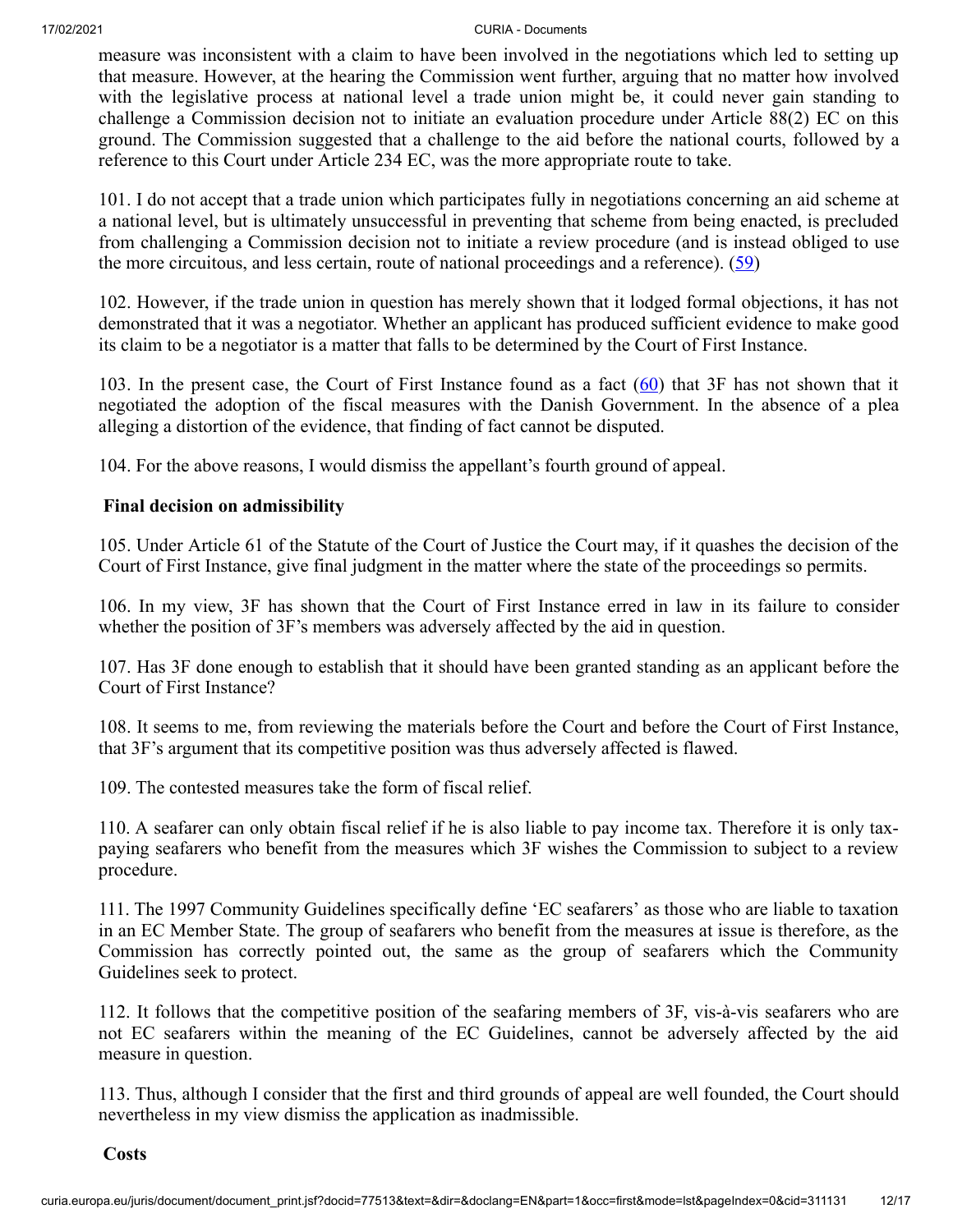measure was inconsistent with a claim to have been involved in the negotiations which led to setting up that measure. However, at the hearing the Commission went further, arguing that no matter how involved with the legislative process at national level a trade union might be, it could never gain standing to challenge a Commission decision not to initiate an evaluation procedure under Article 88(2) EC on this ground. The Commission suggested that a challenge to the aid before the national courts, followed by a reference to this Court under Article 234 EC, was the more appropriate route to take.

101. I do not accept that a trade union which participates fully in negotiations concerning an aid scheme at a national level, but is ultimately unsuccessful in preventing that scheme from being enacted, is precluded from challenging a Commission decision not to initiate a review procedure (and is instead obliged to use the more circuitous, and less certain, route of national proceedings and a reference). (59)

102. However, if the trade union in question has merely shown that it lodged formal objections, it has not demonstrated that it was a negotiator. Whether an applicant has produced sufficient evidence to make good its claim to be a negotiator is a matter that falls to be determined by the Court of First Instance.

103. In the present case, the Court of First Instance found as a fact (60) that 3F has not shown that it negotiated the adoption of the fiscal measures with the Danish Government. In the absence of a plea alleging a distortion of the evidence, that finding of fact cannot be disputed.

104. For the above reasons, I would dismiss the appellant's fourth ground of appeal.

**Final decision on admissibility**

105. Under Article 61 of the Statute of the Court of Justice the Court may, if it quashes the decision of the Court of First Instance, give final judgment in the matter where the state of the proceedings so permits.

106. In my view, 3F has shown that the Court of First Instance erred in law in its failure to consider whether the position of 3F's members was adversely affected by the aid in question.

107. Has 3F done enough to establish that it should have been granted standing as an applicant before the Court of First Instance?

108. It seems to me, from reviewing the materials before the Court and before the Court of First Instance, that 3F's argument that its competitive position was thus adversely affected is flawed.

109. The contested measures take the form of fiscal relief.

110. A seafarer can only obtain fiscal relief if he is also liable to pay income tax. Therefore it is only tax-paying seafarers who benefit from the measures which 3F wishes the Commission to subject to a review procedure.

111. The 1997 Community Guidelines specifically define 'EC seafarers' as those who are liable to taxation in an EC Member State. The group of seafarers who benefit from the measures at issue is therefore, as the Commission has correctly pointed out, the same as the group of seafarers which the Community Guidelines seek to protect.

112. It follows that the competitive position of the seafaring members of 3F, vis-à-vis seafarers who are not EC seafarers within the meaning of the EC Guidelines, cannot be adversely affected by the aid measure in question.

113. Thus, although I consider that the first and third grounds of appeal are well founded, the Court should nevertheless in my view dismiss the application as inadmissible.

**Costs**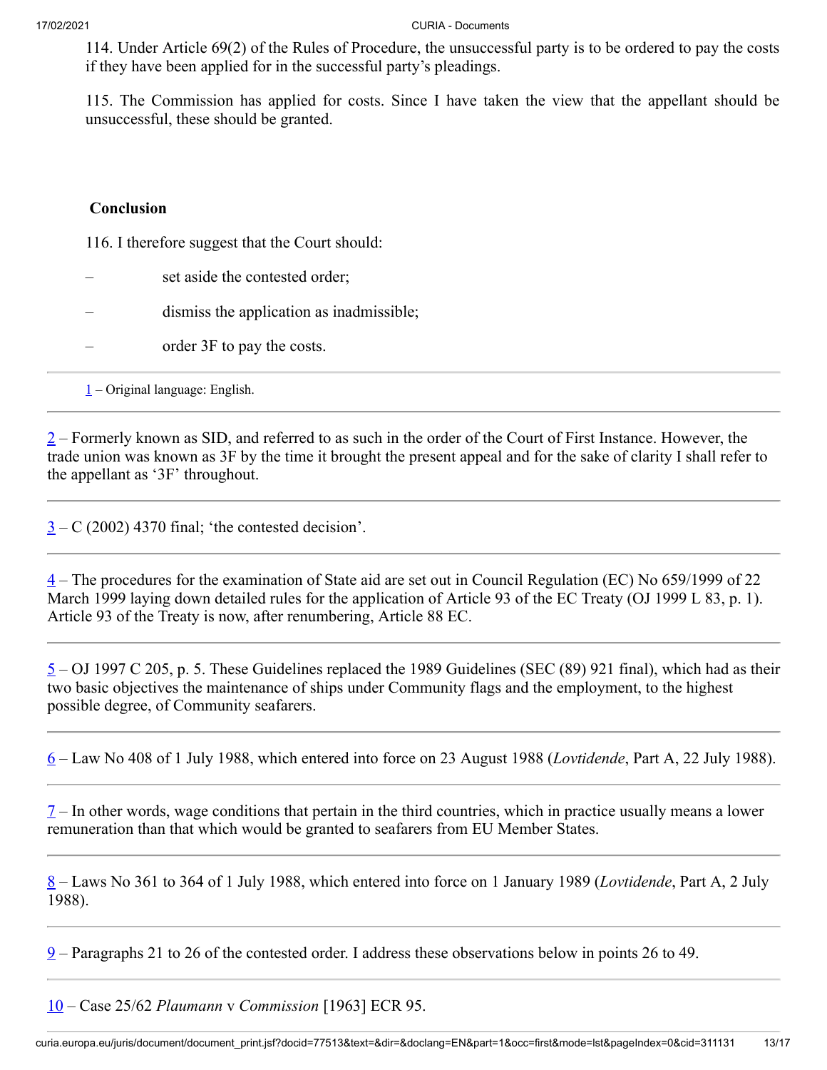114. Under Article 69(2) of the Rules of Procedure, the unsuccessful party is to be ordered to pay the costs if they have been applied for in the successful party's pleadings.

115. The Commission has applied for costs. Since I have taken the view that the appellant should be unsuccessful, these should be granted.

**Conclusion**

116. I therefore suggest that the Court should:

– set aside the contested order;

– dismiss the application as inadmissible;

– order 3F to pay the costs.

---

1 – Original language: English.

---

2 – Formerly known as SID, and referred to as such in the order of the Court of First Instance. However, the trade union was known as 3F by the time it brought the present appeal and for the sake of clarity I shall refer to the appellant as '3F' throughout.

---

3 – C (2002) 4370 final; 'the contested decision'.

---

4 – The procedures for the examination of State aid are set out in Council Regulation (EC) No 659/1999 of 22 March 1999 laying down detailed rules for the application of Article 93 of the EC Treaty (OJ 1999 L 83, p. 1). Article 93 of the Treaty is now, after renumbering, Article 88 EC.

---

5 – OJ 1997 C 205, p. 5. These Guidelines replaced the 1989 Guidelines (SEC (89) 921 final), which had as their two basic objectives the maintenance of ships under Community flags and the employment, to the highest possible degree, of Community seafarers.

---

6 – Law No 408 of 1 July 1988, which entered into force on 23 August 1988 (*Lovtidende*, Part A, 22 July 1988).

---

7 – In other words, wage conditions that pertain in the third countries, which in practice usually means a lower remuneration than that which would be granted to seafarers from EU Member States.

---

8 – Laws No 361 to 364 of 1 July 1988, which entered into force on 1 January 1989 (*Lovtidende*, Part A, 2 July 1988).

---

9 – Paragraphs 21 to 26 of the contested order. I address these observations below in points 26 to 49.

---

10 – Case 25/62 *Plaumann* v *Commission* [1963] ECR 95.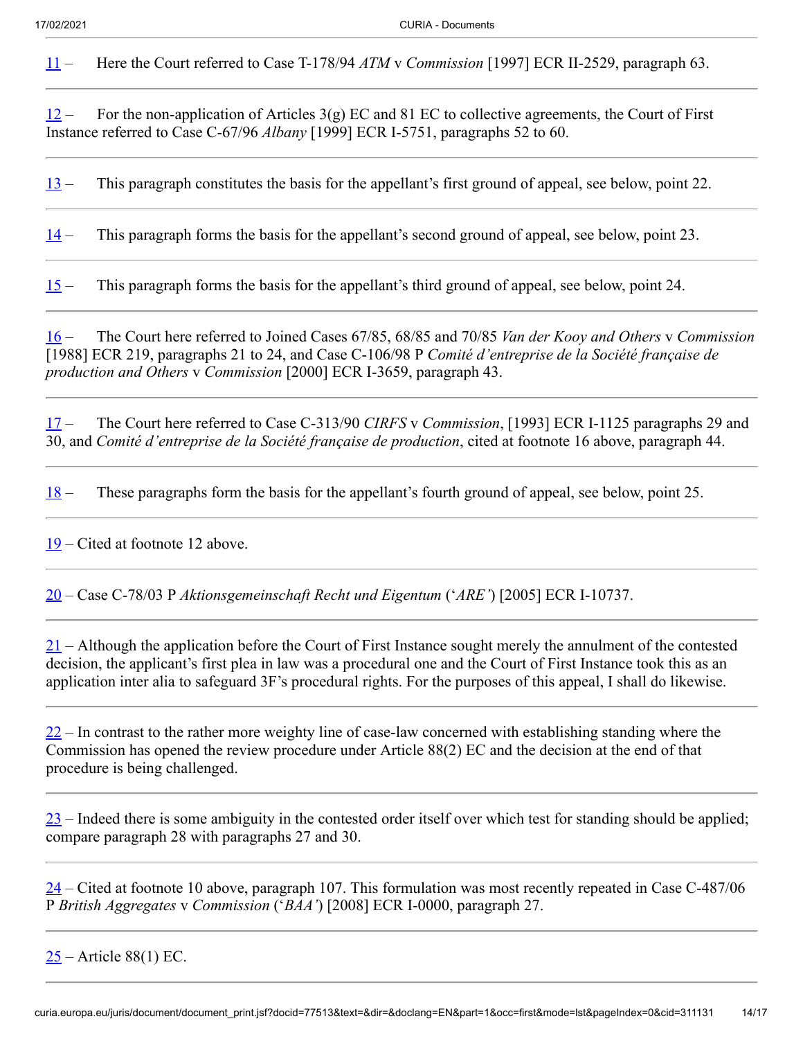11 – Here the Court referred to Case T-178/94 *ATM* v *Commission* [1997] ECR II-2529, paragraph 63.

---

12 – For the non-application of Articles 3(g) EC and 81 EC to collective agreements, the Court of First Instance referred to Case C-67/96 *Albany* [1999] ECR I-5751, paragraphs 52 to 60.

---

13 – This paragraph constitutes the basis for the appellant's first ground of appeal, see below, point 22.

---

14 – This paragraph forms the basis for the appellant's second ground of appeal, see below, point 23.

---

15 – This paragraph forms the basis for the appellant's third ground of appeal, see below, point 24.

---

16 – The Court here referred to Joined Cases 67/85, 68/85 and 70/85 *Van der Kooy and Others* v *Commission* [1988] ECR 219, paragraphs 21 to 24, and Case C-106/98 P *Comité d'entreprise de la Société française de production and Others* v *Commission* [2000] ECR I-3659, paragraph 43.

---

17 – The Court here referred to Case C-313/90 *CIRFS* v *Commission*, [1993] ECR I-1125 paragraphs 29 and 30, and *Comité d'entreprise de la Société française de production*, cited at footnote 16 above, paragraph 44.

---

18 – These paragraphs form the basis for the appellant's fourth ground of appeal, see below, point 25.

---

19 – Cited at footnote 12 above.

---

20 – Case C-78/03 P *Aktionsgemeinschaft Recht und Eigentum* ('*ARE*') [2005] ECR I-10737.

---

21 – Although the application before the Court of First Instance sought merely the annulment of the contested decision, the applicant's first plea in law was a procedural one and the Court of First Instance took this as an application inter alia to safeguard 3F's procedural rights. For the purposes of this appeal, I shall do likewise.

---

22 – In contrast to the rather more weighty line of case-law concerned with establishing standing where the Commission has opened the review procedure under Article 88(2) EC and the decision at the end of that procedure is being challenged.

---

23 – Indeed there is some ambiguity in the contested order itself over which test for standing should be applied; compare paragraph 28 with paragraphs 27 and 30.

---

24 – Cited at footnote 10 above, paragraph 107. This formulation was most recently repeated in Case C-487/06 P *British Aggregates* v *Commission* ('*BAA*') [2008] ECR I-0000, paragraph 27.

---

25 – Article 88(1) EC.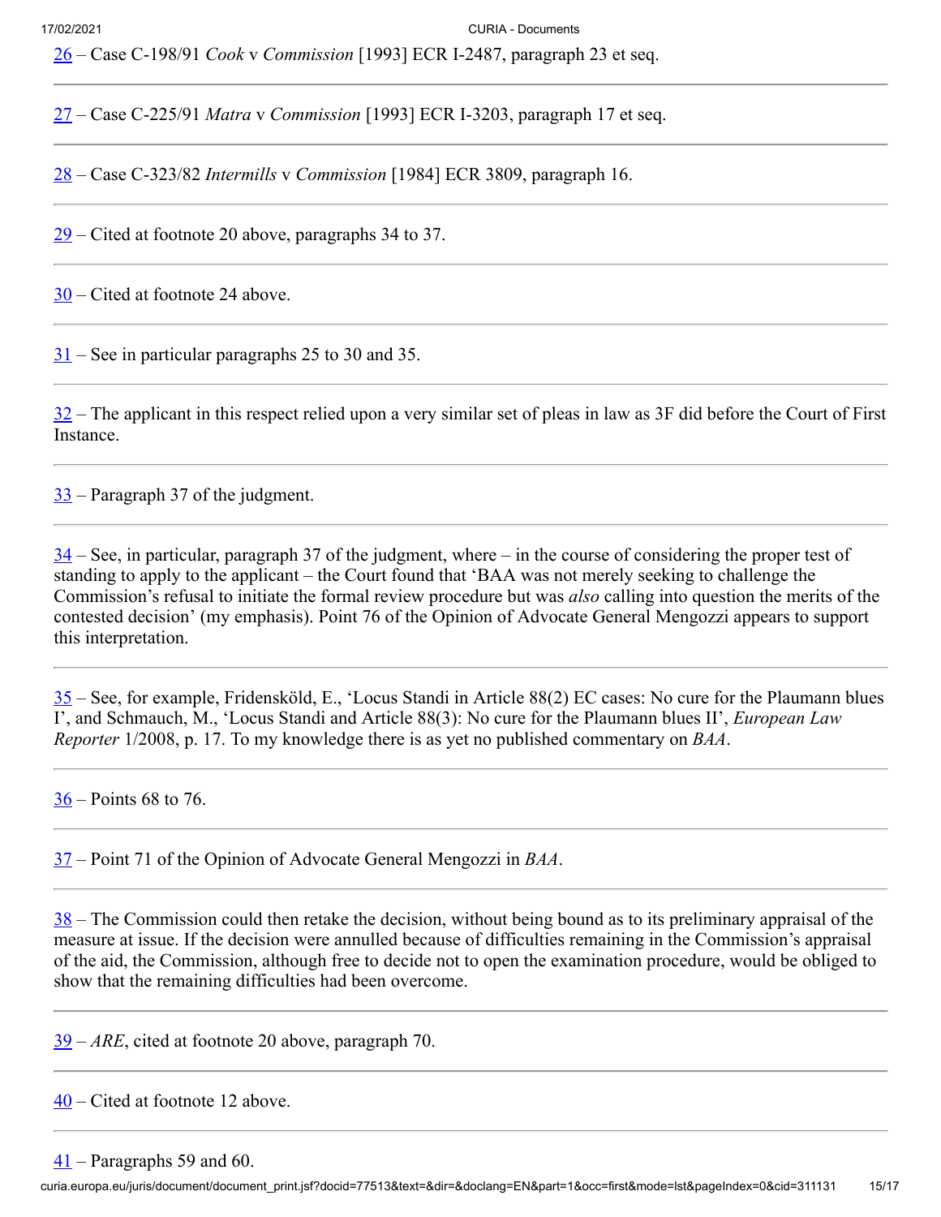26 – Case C-198/91 *Cook* v *Commission* [1993] ECR I-2487, paragraph 23 et seq.

---

27 – Case C-225/91 *Matra* v *Commission* [1993] ECR I-3203, paragraph 17 et seq.

---

28 – Case C-323/82 *Intermills* v *Commission* [1984] ECR 3809, paragraph 16.

---

29 – Cited at footnote 20 above, paragraphs 34 to 37.

---

30 – Cited at footnote 24 above.

---

31 – See in particular paragraphs 25 to 30 and 35.

---

32 – The applicant in this respect relied upon a very similar set of pleas in law as 3F did before the Court of First Instance.

---

33 – Paragraph 37 of the judgment.

---

34 – See, in particular, paragraph 37 of the judgment, where – in the course of considering the proper test of standing to apply to the applicant – the Court found that 'BAA was not merely seeking to challenge the Commission's refusal to initiate the formal review procedure but was *also* calling into question the merits of the contested decision' (my emphasis). Point 76 of the Opinion of Advocate General Mengozzi appears to support this interpretation.

---

35 – See, for example, Fridensköld, E., 'Locus Standi in Article 88(2) EC cases: No cure for the Plaumann blues I', and Schmauch, M., 'Locus Standi and Article 88(3): No cure for the Plaumann blues II', *European Law Reporter* 1/2008, p. 17. To my knowledge there is as yet no published commentary on *BAA*.

---

36 – Points 68 to 76.

---

37 – Point 71 of the Opinion of Advocate General Mengozzi in *BAA*.

---

38 – The Commission could then retake the decision, without being bound as to its preliminary appraisal of the measure at issue. If the decision were annulled because of difficulties remaining in the Commission's appraisal of the aid, the Commission, although free to decide not to open the examination procedure, would be obliged to show that the remaining difficulties had been overcome.

---

39 – *ARE*, cited at footnote 20 above, paragraph 70.

---

40 – Cited at footnote 12 above.

---

41 – Paragraphs 59 and 60.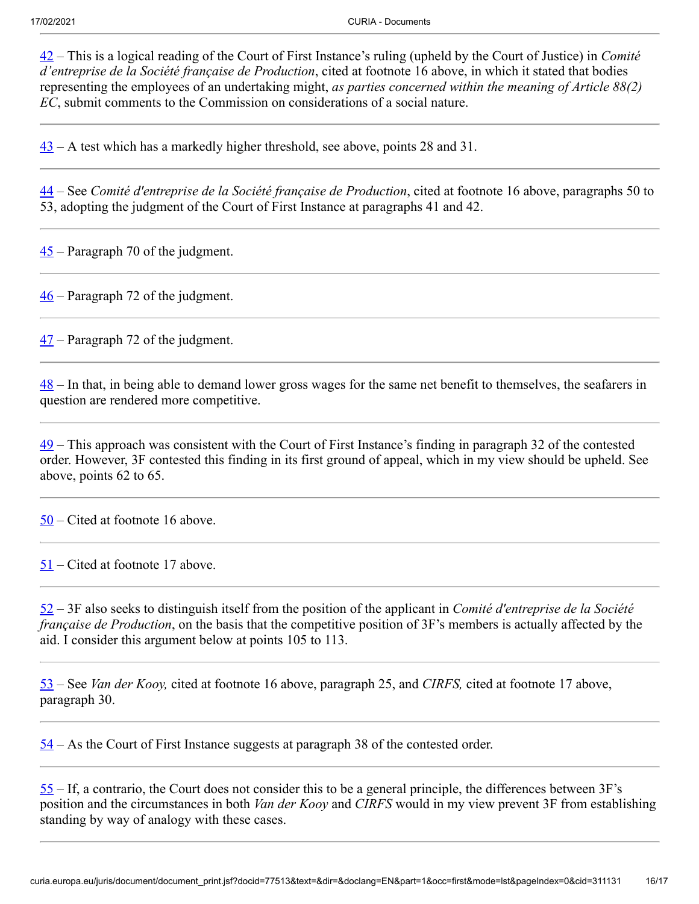42 – This is a logical reading of the Court of First Instance's ruling (upheld by the Court of Justice) in *Comité d'entreprise de la Société française de Production*, cited at footnote 16 above, in which it stated that bodies representing the employees of an undertaking might, *as parties concerned within the meaning of Article 88(2) EC*, submit comments to the Commission on considerations of a social nature.

---

43 – A test which has a markedly higher threshold, see above, points 28 and 31.

---

44 – See *Comité d'entreprise de la Société française de Production*, cited at footnote 16 above, paragraphs 50 to 53, adopting the judgment of the Court of First Instance at paragraphs 41 and 42.

---

45 – Paragraph 70 of the judgment.

---

46 – Paragraph 72 of the judgment.

---

47 – Paragraph 72 of the judgment.

---

48 – In that, in being able to demand lower gross wages for the same net benefit to themselves, the seafarers in question are rendered more competitive.

---

49 – This approach was consistent with the Court of First Instance's finding in paragraph 32 of the contested order. However, 3F contested this finding in its first ground of appeal, which in my view should be upheld. See above, points 62 to 65.

---

50 – Cited at footnote 16 above.

---

51 – Cited at footnote 17 above.

---

52 – 3F also seeks to distinguish itself from the position of the applicant in *Comité d'entreprise de la Société française de Production*, on the basis that the competitive position of 3F's members is actually affected by the aid. I consider this argument below at points 105 to 113.

---

53 – See *Van der Kooy,* cited at footnote 16 above, paragraph 25, and *CIRFS,* cited at footnote 17 above, paragraph 30.

---

54 – As the Court of First Instance suggests at paragraph 38 of the contested order.

---

55 – If, a contrario, the Court does not consider this to be a general principle, the differences between 3F's position and the circumstances in both *Van der Kooy* and *CIRFS* would in my view prevent 3F from establishing standing by way of analogy with these cases.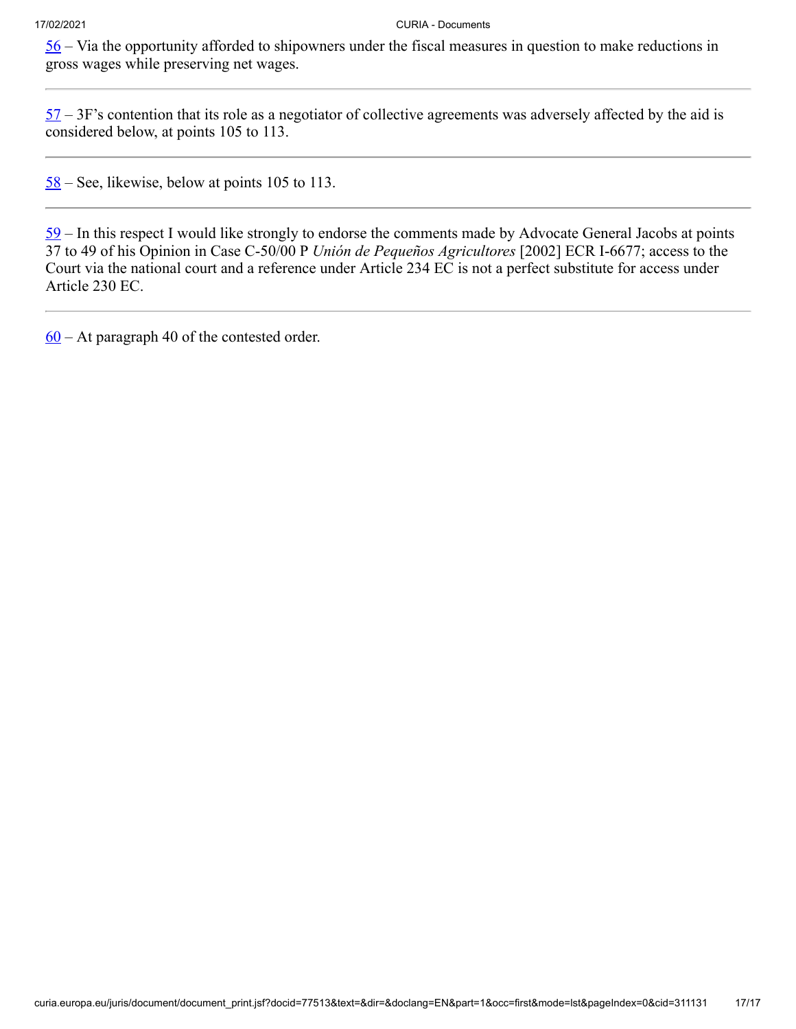56 – Via the opportunity afforded to shipowners under the fiscal measures in question to make reductions in gross wages while preserving net wages.

---

57 – 3F's contention that its role as a negotiator of collective agreements was adversely affected by the aid is considered below, at points 105 to 113.

---

58 – See, likewise, below at points 105 to 113.

---

59 – In this respect I would like strongly to endorse the comments made by Advocate General Jacobs at points 37 to 49 of his Opinion in Case C-50/00 P *Unión de Pequeños Agricultores* [2002] ECR I-6677; access to the Court via the national court and a reference under Article 234 EC is not a perfect substitute for access under Article 230 EC.

---

60 – At paragraph 40 of the contested order.